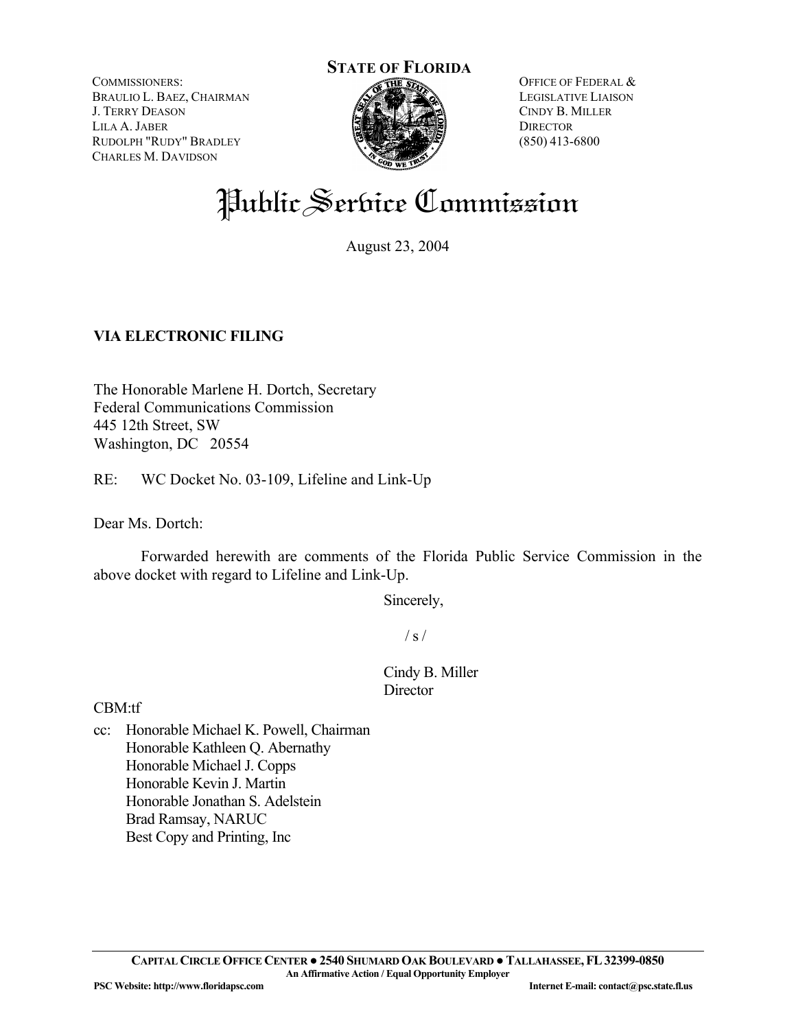**STATE OF FLORIDA**

COMMISSIONERS:
BRAULIO L. BAEZ, CHAIRMAN
J. TERRY DEASON
LILA A. JABER
RUDOLPH "RUDY" BRADLEY
CHARLES M. DAVIDSON

OFFICE OF FEDERAL &
LEGISLATIVE LIAISON
CINDY B. MILLER
DIRECTOR
(850) 413-6800

# Public Service Commission

August 23, 2004

**VIA ELECTRONIC FILING**

The Honorable Marlene H. Dortch, Secretary
Federal Communications Commission
445 12th Street, SW
Washington, DC 20554

RE: WC Docket No. 03-109, Lifeline and Link-Up

Dear Ms. Dortch:

Forwarded herewith are comments of the Florida Public Service Commission in the above docket with regard to Lifeline and Link-Up.

Sincerely,

/ s /

Cindy B. Miller
Director

CBM:tf

cc: Honorable Michael K. Powell, Chairman
Honorable Kathleen Q. Abernathy
Honorable Michael J. Copps
Honorable Kevin J. Martin
Honorable Jonathan S. Adelstein
Brad Ramsay, NARUC
Best Copy and Printing, Inc

**CAPITAL CIRCLE OFFICE CENTER ● 2540 SHUMARD OAK BOULEVARD ● TALLAHASSEE, FL 32399-0850**
**An Affirmative Action / Equal Opportunity Employer**
**PSC Website: http://www.floridapsc.com** **Internet E-mail: contact@psc.state.fl.us**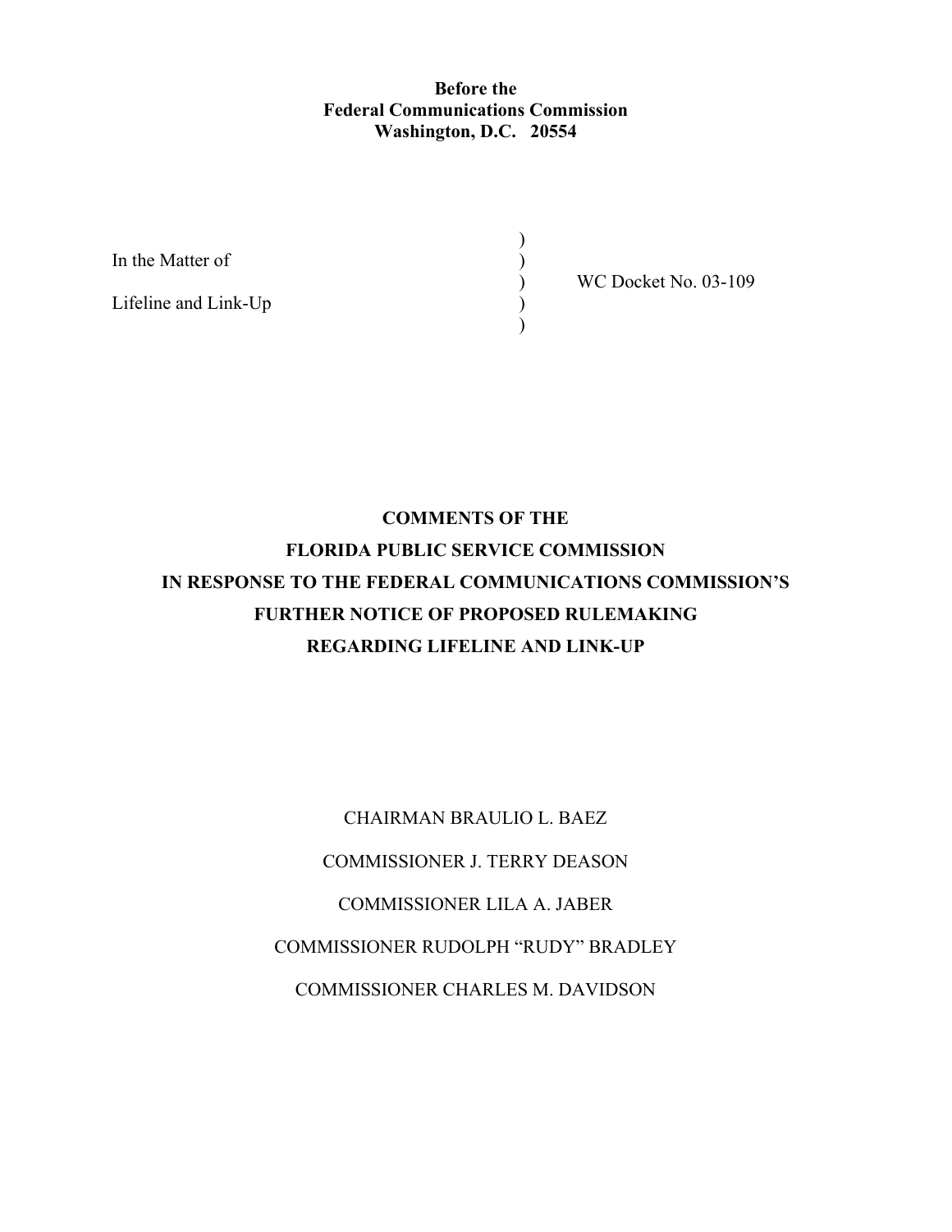**Before the**
**Federal Communications Commission**
**Washington, D.C. 20554**

| | | |
|---|---|---|
| In the Matter of | ) | |
| | ) | WC Docket No. 03-109 |
| Lifeline and Link-Up | ) | |

**COMMENTS OF THE**
**FLORIDA PUBLIC SERVICE COMMISSION**
**IN RESPONSE TO THE FEDERAL COMMUNICATIONS COMMISSION'S**
**FURTHER NOTICE OF PROPOSED RULEMAKING**
**REGARDING LIFELINE AND LINK-UP**

CHAIRMAN BRAULIO L. BAEZ

COMMISSIONER J. TERRY DEASON

COMMISSIONER LILA A. JABER

COMMISSIONER RUDOLPH "RUDY" BRADLEY

COMMISSIONER CHARLES M. DAVIDSON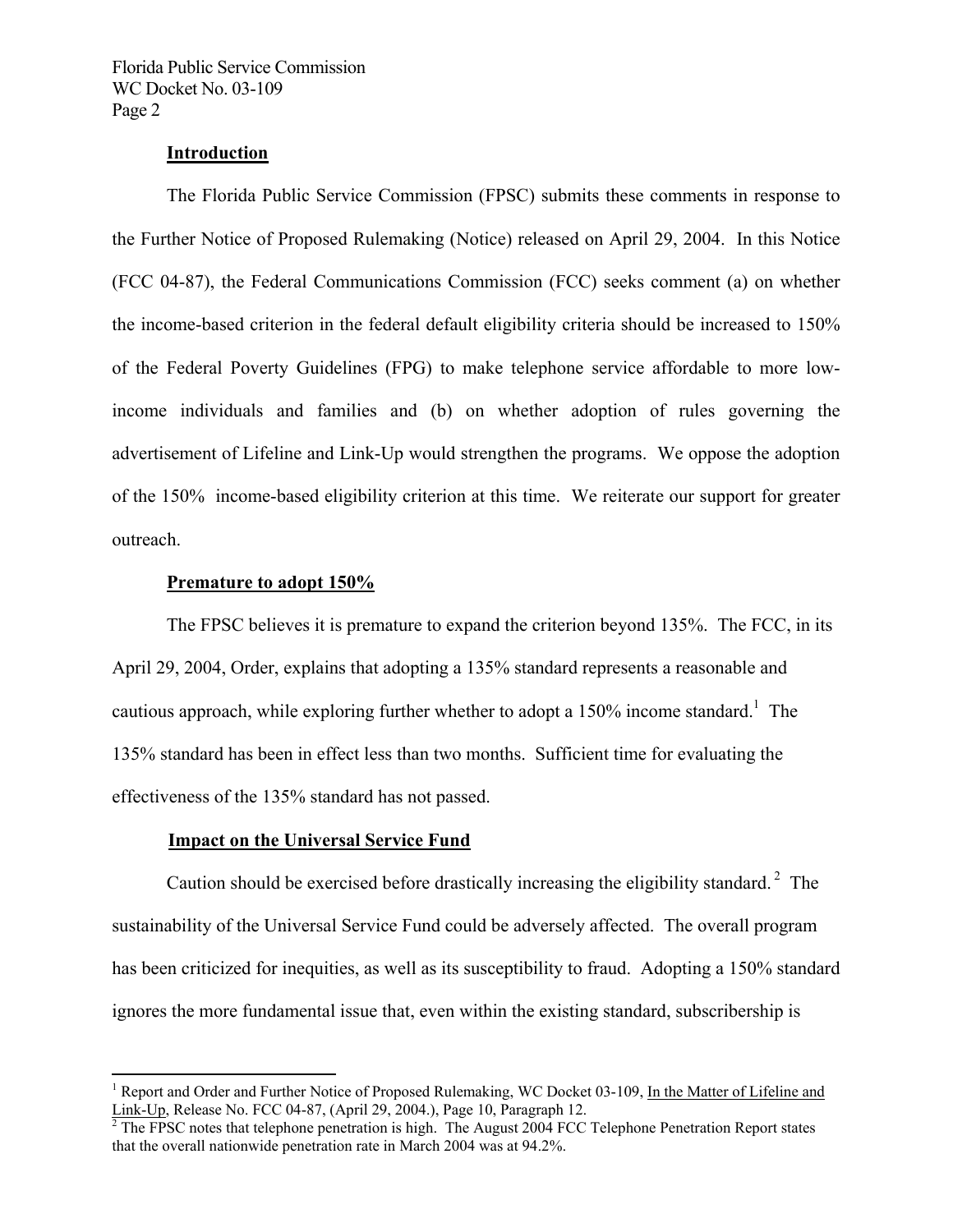**Introduction**

The Florida Public Service Commission (FPSC) submits these comments in response to the Further Notice of Proposed Rulemaking (Notice) released on April 29, 2004. In this Notice (FCC 04-87), the Federal Communications Commission (FCC) seeks comment (a) on whether the income-based criterion in the federal default eligibility criteria should be increased to 150% of the Federal Poverty Guidelines (FPG) to make telephone service affordable to more low-income individuals and families and (b) on whether adoption of rules governing the advertisement of Lifeline and Link-Up would strengthen the programs. We oppose the adoption of the 150% income-based eligibility criterion at this time. We reiterate our support for greater outreach.

**Premature to adopt 150%**

The FPSC believes it is premature to expand the criterion beyond 135%. The FCC, in its April 29, 2004, Order, explains that adopting a 135% standard represents a reasonable and cautious approach, while exploring further whether to adopt a 150% income standard.[1] The 135% standard has been in effect less than two months. Sufficient time for evaluating the effectiveness of the 135% standard has not passed.

**Impact on the Universal Service Fund**

Caution should be exercised before drastically increasing the eligibility standard.[2] The sustainability of the Universal Service Fund could be adversely affected. The overall program has been criticized for inequities, as well as its susceptibility to fraud. Adopting a 150% standard ignores the more fundamental issue that, even within the existing standard, subscribership is

---

[1] Report and Order and Further Notice of Proposed Rulemaking, WC Docket 03-109, In the Matter of Lifeline and Link-Up, Release No. FCC 04-87, (April 29, 2004.), Page 10, Paragraph 12.

[2] The FPSC notes that telephone penetration is high. The August 2004 FCC Telephone Penetration Report states that the overall nationwide penetration rate in March 2004 was at 94.2%.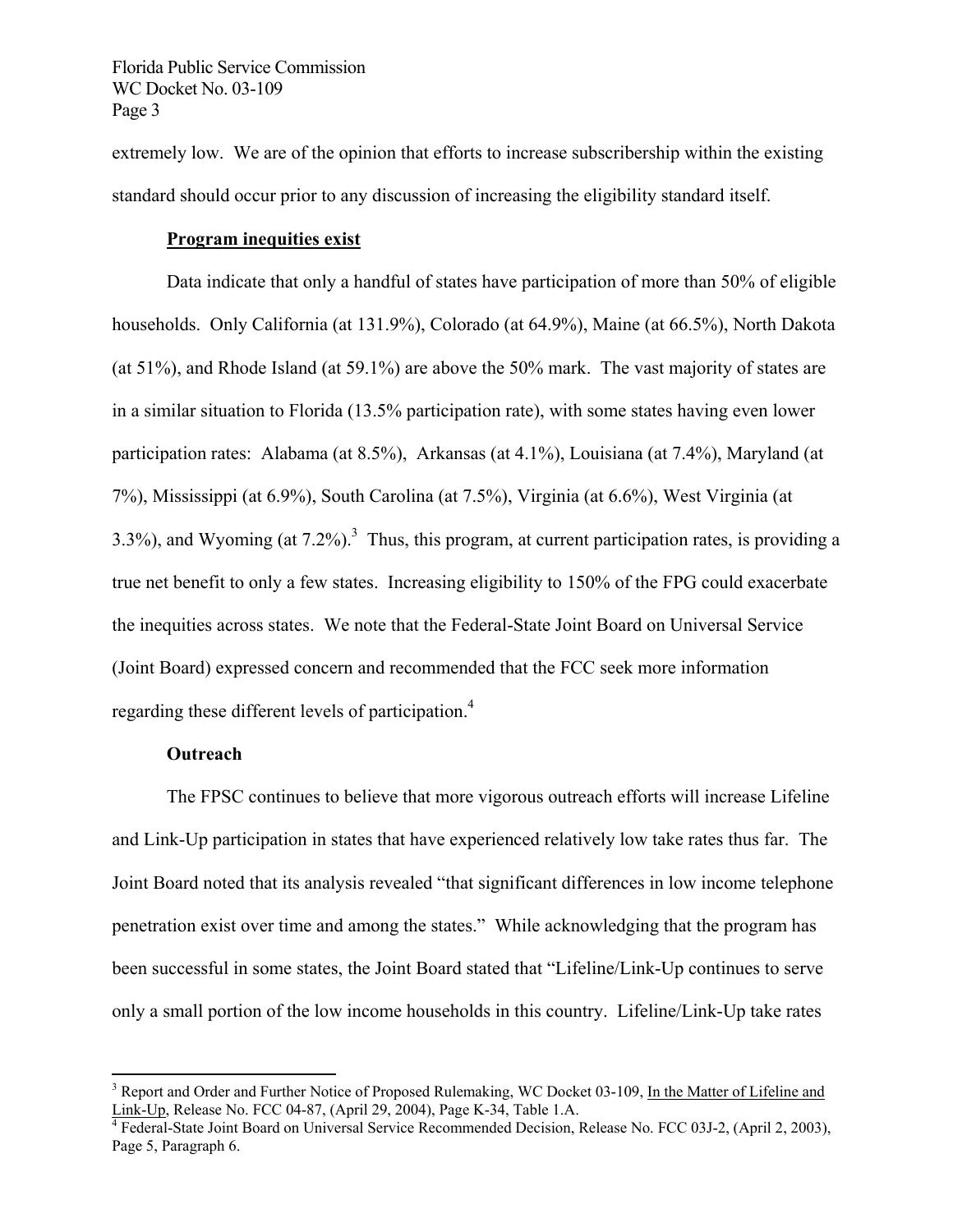extremely low. We are of the opinion that efforts to increase subscribership within the existing standard should occur prior to any discussion of increasing the eligibility standard itself.

**Program inequities exist**

Data indicate that only a handful of states have participation of more than 50% of eligible households. Only California (at 131.9%), Colorado (at 64.9%), Maine (at 66.5%), North Dakota (at 51%), and Rhode Island (at 59.1%) are above the 50% mark. The vast majority of states are in a similar situation to Florida (13.5% participation rate), with some states having even lower participation rates: Alabama (at 8.5%), Arkansas (at 4.1%), Louisiana (at 7.4%), Maryland (at 7%), Mississippi (at 6.9%), South Carolina (at 7.5%), Virginia (at 6.6%), West Virginia (at 3.3%), and Wyoming (at 7.2%).[3] Thus, this program, at current participation rates, is providing a true net benefit to only a few states. Increasing eligibility to 150% of the FPG could exacerbate the inequities across states. We note that the Federal-State Joint Board on Universal Service (Joint Board) expressed concern and recommended that the FCC seek more information regarding these different levels of participation.[4]

**Outreach**

The FPSC continues to believe that more vigorous outreach efforts will increase Lifeline and Link-Up participation in states that have experienced relatively low take rates thus far. The Joint Board noted that its analysis revealed "that significant differences in low income telephone penetration exist over time and among the states." While acknowledging that the program has been successful in some states, the Joint Board stated that "Lifeline/Link-Up continues to serve only a small portion of the low income households in this country. Lifeline/Link-Up take rates

---

[3] Report and Order and Further Notice of Proposed Rulemaking, WC Docket 03-109, In the Matter of Lifeline and Link-Up, Release No. FCC 04-87, (April 29, 2004), Page K-34, Table 1.A.

[4] Federal-State Joint Board on Universal Service Recommended Decision, Release No. FCC 03J-2, (April 2, 2003), Page 5, Paragraph 6.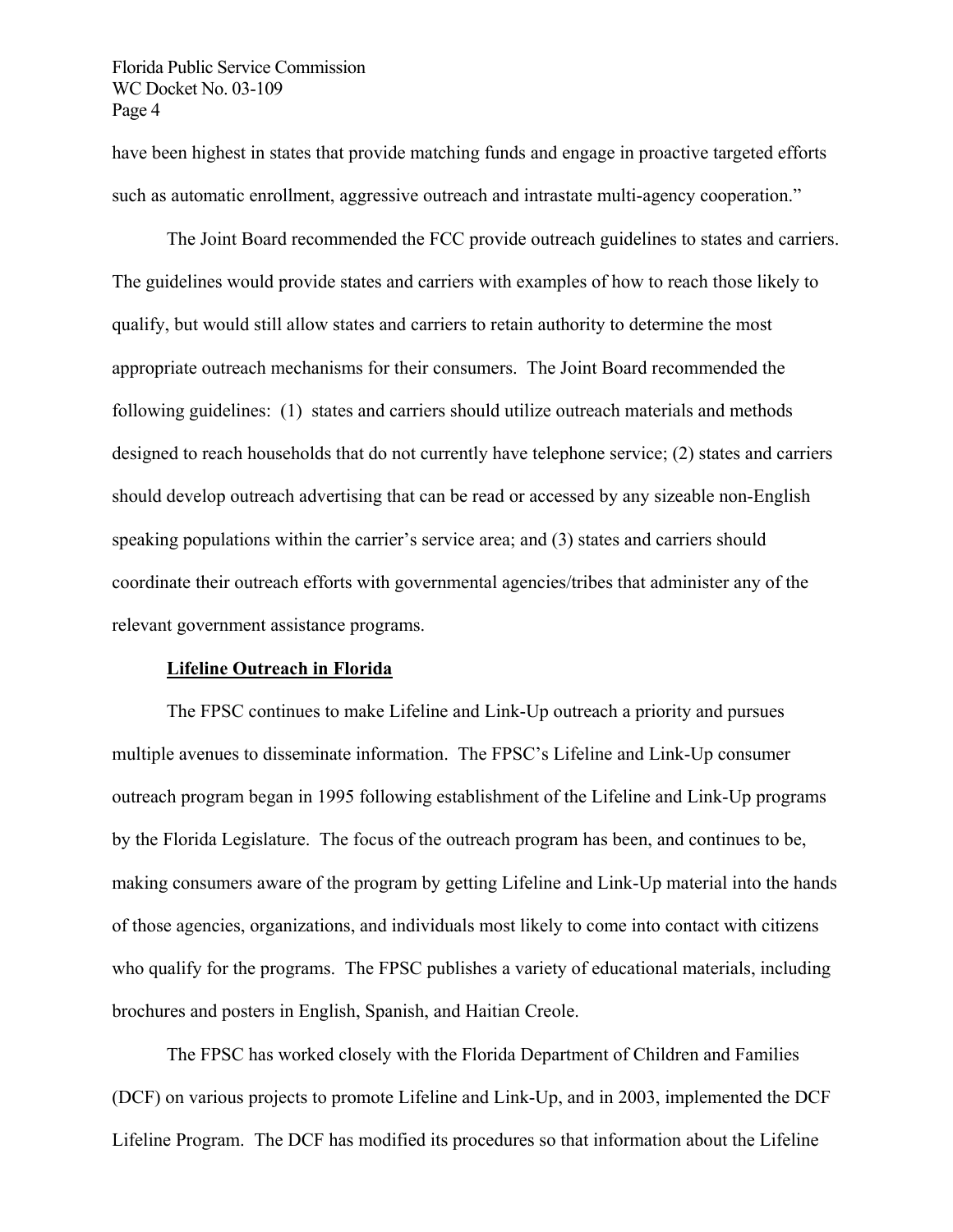have been highest in states that provide matching funds and engage in proactive targeted efforts such as automatic enrollment, aggressive outreach and intrastate multi-agency cooperation."

The Joint Board recommended the FCC provide outreach guidelines to states and carriers. The guidelines would provide states and carriers with examples of how to reach those likely to qualify, but would still allow states and carriers to retain authority to determine the most appropriate outreach mechanisms for their consumers. The Joint Board recommended the following guidelines: (1) states and carriers should utilize outreach materials and methods designed to reach households that do not currently have telephone service; (2) states and carriers should develop outreach advertising that can be read or accessed by any sizeable non-English speaking populations within the carrier's service area; and (3) states and carriers should coordinate their outreach efforts with governmental agencies/tribes that administer any of the relevant government assistance programs.

**Lifeline Outreach in Florida**

The FPSC continues to make Lifeline and Link-Up outreach a priority and pursues multiple avenues to disseminate information. The FPSC's Lifeline and Link-Up consumer outreach program began in 1995 following establishment of the Lifeline and Link-Up programs by the Florida Legislature. The focus of the outreach program has been, and continues to be, making consumers aware of the program by getting Lifeline and Link-Up material into the hands of those agencies, organizations, and individuals most likely to come into contact with citizens who qualify for the programs. The FPSC publishes a variety of educational materials, including brochures and posters in English, Spanish, and Haitian Creole.

The FPSC has worked closely with the Florida Department of Children and Families (DCF) on various projects to promote Lifeline and Link-Up, and in 2003, implemented the DCF Lifeline Program. The DCF has modified its procedures so that information about the Lifeline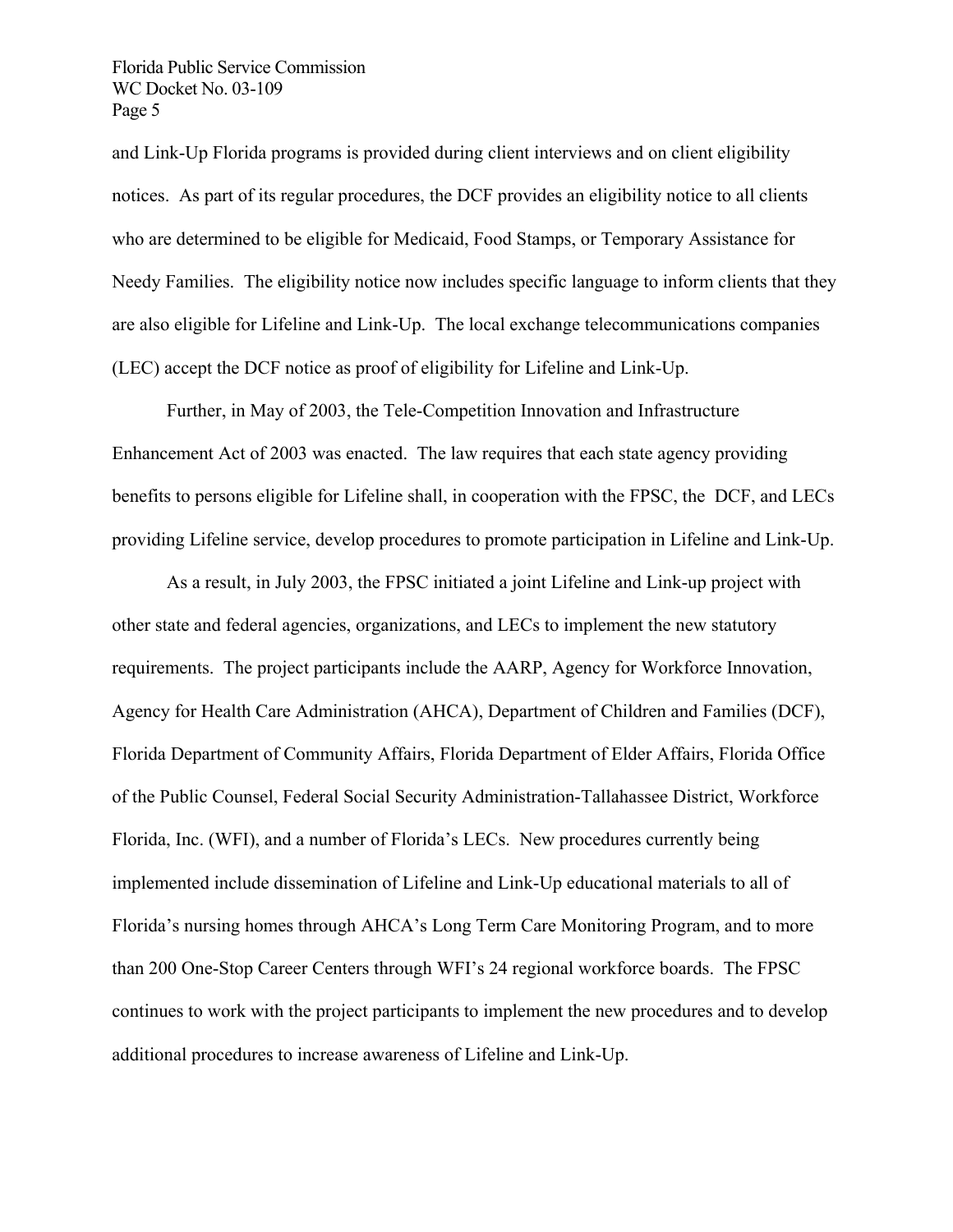and Link-Up Florida programs is provided during client interviews and on client eligibility notices. As part of its regular procedures, the DCF provides an eligibility notice to all clients who are determined to be eligible for Medicaid, Food Stamps, or Temporary Assistance for Needy Families. The eligibility notice now includes specific language to inform clients that they are also eligible for Lifeline and Link-Up. The local exchange telecommunications companies (LEC) accept the DCF notice as proof of eligibility for Lifeline and Link-Up.

Further, in May of 2003, the Tele-Competition Innovation and Infrastructure Enhancement Act of 2003 was enacted. The law requires that each state agency providing benefits to persons eligible for Lifeline shall, in cooperation with the FPSC, the DCF, and LECs providing Lifeline service, develop procedures to promote participation in Lifeline and Link-Up.

As a result, in July 2003, the FPSC initiated a joint Lifeline and Link-up project with other state and federal agencies, organizations, and LECs to implement the new statutory requirements. The project participants include the AARP, Agency for Workforce Innovation, Agency for Health Care Administration (AHCA), Department of Children and Families (DCF), Florida Department of Community Affairs, Florida Department of Elder Affairs, Florida Office of the Public Counsel, Federal Social Security Administration-Tallahassee District, Workforce Florida, Inc. (WFI), and a number of Florida's LECs. New procedures currently being implemented include dissemination of Lifeline and Link-Up educational materials to all of Florida's nursing homes through AHCA's Long Term Care Monitoring Program, and to more than 200 One-Stop Career Centers through WFI's 24 regional workforce boards. The FPSC continues to work with the project participants to implement the new procedures and to develop additional procedures to increase awareness of Lifeline and Link-Up.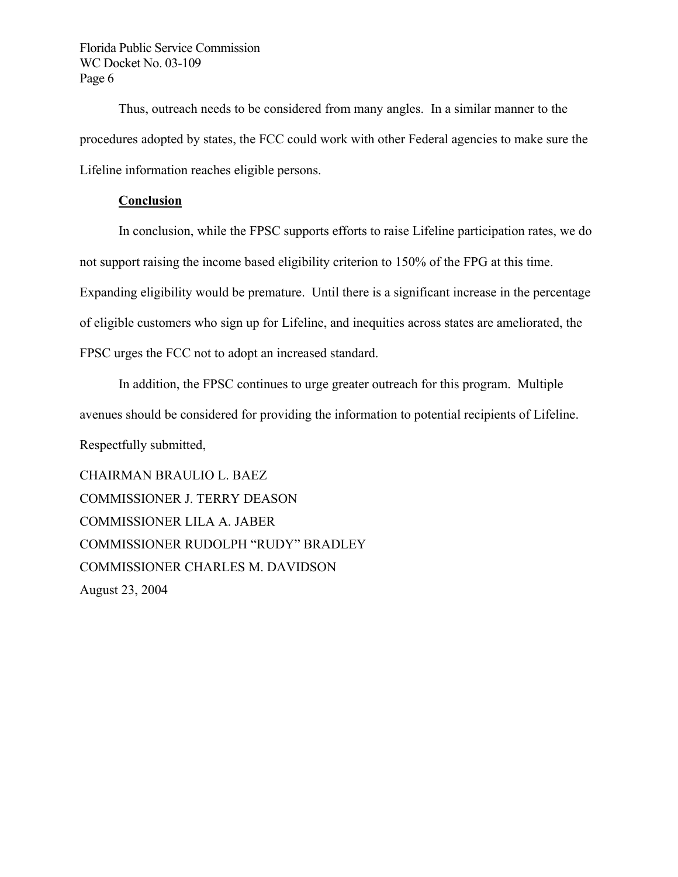Thus, outreach needs to be considered from many angles. In a similar manner to the procedures adopted by states, the FCC could work with other Federal agencies to make sure the Lifeline information reaches eligible persons.

## Conclusion

In conclusion, while the FPSC supports efforts to raise Lifeline participation rates, we do not support raising the income based eligibility criterion to 150% of the FPG at this time. Expanding eligibility would be premature. Until there is a significant increase in the percentage of eligible customers who sign up for Lifeline, and inequities across states are ameliorated, the FPSC urges the FCC not to adopt an increased standard.

In addition, the FPSC continues to urge greater outreach for this program. Multiple avenues should be considered for providing the information to potential recipients of Lifeline.

Respectfully submitted,

CHAIRMAN BRAULIO L. BAEZ
COMMISSIONER J. TERRY DEASON
COMMISSIONER LILA A. JABER
COMMISSIONER RUDOLPH “RUDY” BRADLEY
COMMISSIONER CHARLES M. DAVIDSON
August 23, 2004